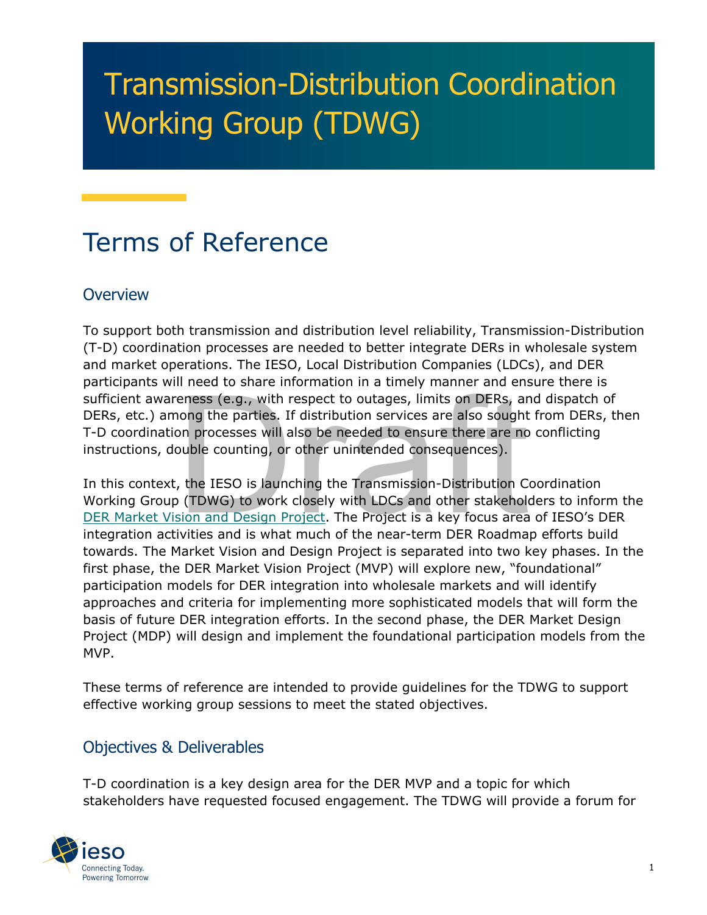# Transmission-Distribution Coordination Working Group (TDWG)

## Terms of Reference

### Overview

To support both transmission and distribution level reliability, Transmission-Distribution (T-D) coordination processes are needed to better integrate DERs in wholesale system and market operations. The IESO, Local Distribution Companies (LDCs), and DER participants will need to share information in a timely manner and ensure there is sufficient awareness (e.g., with respect to outages, limits on DERs, and dispatch of DERs, etc.) among the parties. If distribution services are also sought from DERs, then T-D coordination processes will also be needed to ensure there are no conflicting instructions, double counting, or other unintended consequences).

In this context, the IESO is launching the Transmission-Distribution Coordination Working Group (TDWG) to work closely with LDCs and other stakeholders to inform the DER Market Vision and Design Project. The Project is a key focus area of IESO's DER integration activities and is what much of the near-term DER Roadmap efforts build towards. The Market Vision and Design Project is separated into two key phases. In the first phase, the DER Market Vision Project (MVP) will explore new, "foundational" participation models for DER integration into wholesale markets and will identify approaches and criteria for implementing more sophisticated models that will form the basis of future DER integration efforts. In the second phase, the DER Market Design Project (MDP) will design and implement the foundational participation models from the MVP.

These terms of reference are intended to provide guidelines for the TDWG to support effective working group sessions to meet the stated objectives.

### Objectives & Deliverables

T-D coordination is a key design area for the DER MVP and a topic for which stakeholders have requested focused engagement. The TDWG will provide a forum for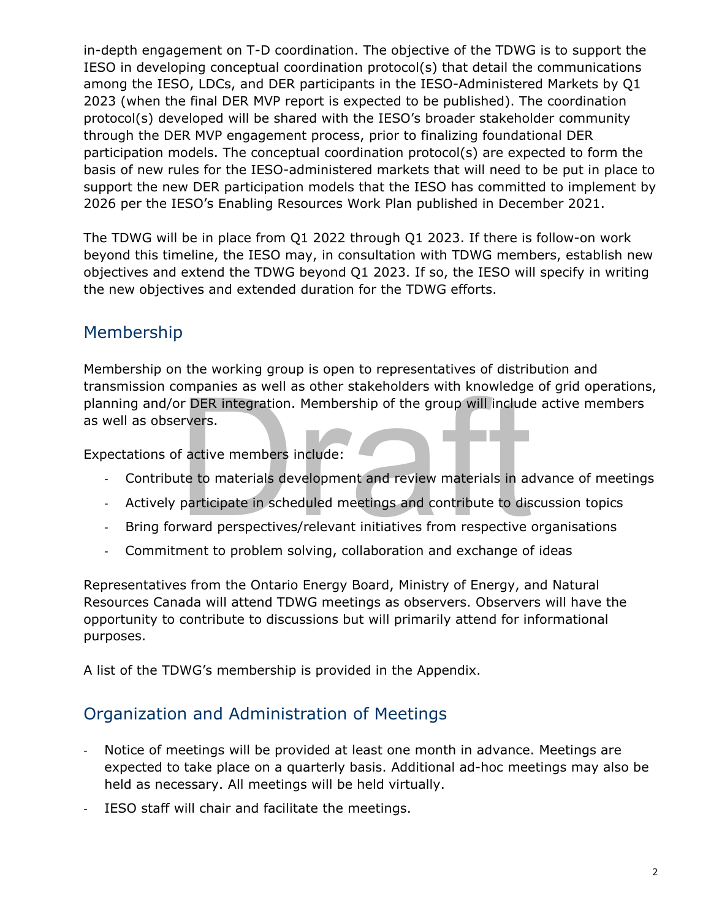in-depth engagement on T-D coordination. The objective of the TDWG is to support the IESO in developing conceptual coordination protocol(s) that detail the communications among the IESO, LDCs, and DER participants in the IESO-Administered Markets by Q1 2023 (when the final DER MVP report is expected to be published). The coordination protocol(s) developed will be shared with the IESO's broader stakeholder community through the DER MVP engagement process, prior to finalizing foundational DER participation models. The conceptual coordination protocol(s) are expected to form the basis of new rules for the IESO-administered markets that will need to be put in place to support the new DER participation models that the IESO has committed to implement by 2026 per the IESO's Enabling Resources Work Plan published in December 2021.

The TDWG will be in place from Q1 2022 through Q1 2023. If there is follow-on work beyond this timeline, the IESO may, in consultation with TDWG members, establish new objectives and extend the TDWG beyond Q1 2023. If so, the IESO will specify in writing the new objectives and extended duration for the TDWG efforts.

## Membership

Membership on the working group is open to representatives of distribution and transmission companies as well as other stakeholders with knowledge of grid operations, planning and/or DER integration. Membership of the group will include active members as well as observers.

Expectations of active members include:

- Contribute to materials development and review materials in advance of meetings
- Actively participate in scheduled meetings and contribute to discussion topics
- Bring forward perspectives/relevant initiatives from respective organisations
- Commitment to problem solving, collaboration and exchange of ideas

Representatives from the Ontario Energy Board, Ministry of Energy, and Natural Resources Canada will attend TDWG meetings as observers. Observers will have the opportunity to contribute to discussions but will primarily attend for informational purposes.

A list of the TDWG's membership is provided in the Appendix.

## Organization and Administration of Meetings

- Notice of meetings will be provided at least one month in advance. Meetings are expected to take place on a quarterly basis. Additional ad-hoc meetings may also be held as necessary. All meetings will be held virtually.
- IESO staff will chair and facilitate the meetings.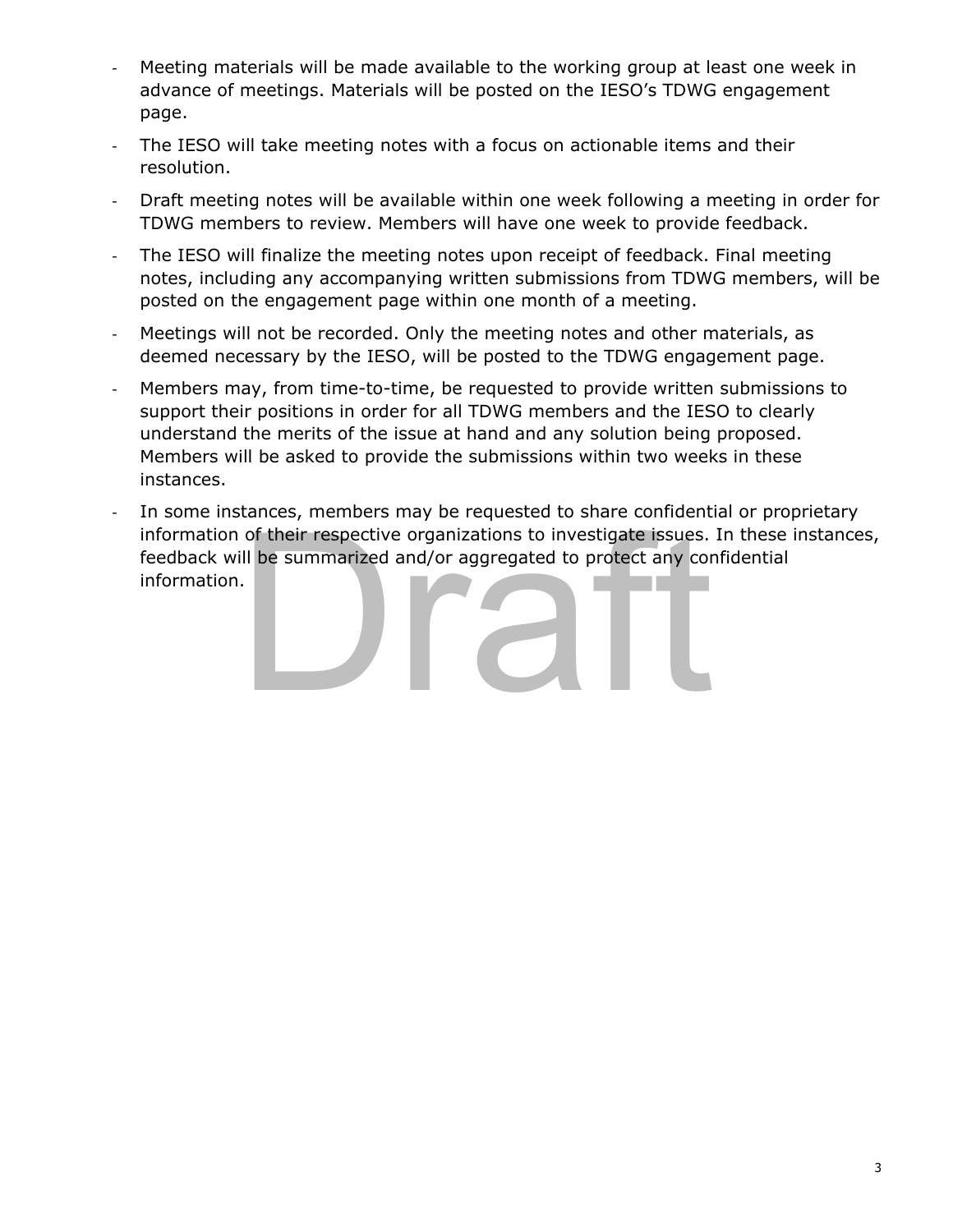- Meeting materials will be made available to the working group at least one week in advance of meetings. Materials will be posted on the IESO's TDWG engagement page.
- The IESO will take meeting notes with a focus on actionable items and their resolution.
- Draft meeting notes will be available within one week following a meeting in order for TDWG members to review. Members will have one week to provide feedback.
- The IESO will finalize the meeting notes upon receipt of feedback. Final meeting notes, including any accompanying written submissions from TDWG members, will be posted on the engagement page within one month of a meeting.
- Meetings will not be recorded. Only the meeting notes and other materials, as deemed necessary by the IESO, will be posted to the TDWG engagement page.
- Members may, from time-to-time, be requested to provide written submissions to support their positions in order for all TDWG members and the IESO to clearly understand the merits of the issue at hand and any solution being proposed. Members will be asked to provide the submissions within two weeks in these instances.
- In some instances, members may be requested to share confidential or proprietary information of their respective organizations to investigate issues. In these instances, feedback will be summarized and/or aggregated to protect any confidential information.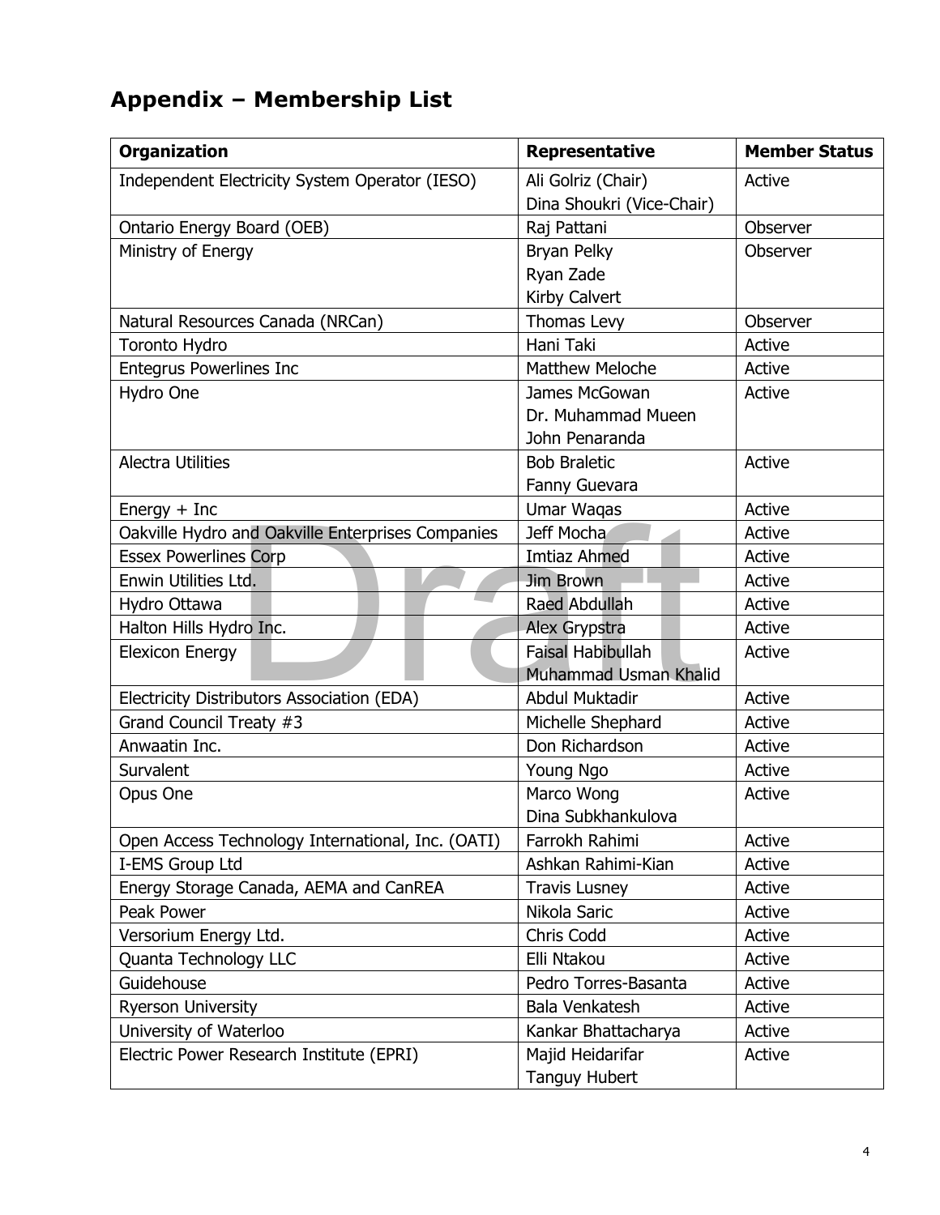## Appendix – Membership List

| Organization | Representative | Member Status |
|---|---|---|
| Independent Electricity System Operator (IESO) | Ali Golriz (Chair)<br>Dina Shoukri (Vice-Chair) | Active |
| Ontario Energy Board (OEB) | Raj Pattani | Observer |
| Ministry of Energy | Bryan Pelky<br>Ryan Zade<br>Kirby Calvert | Observer |
| Natural Resources Canada (NRCan) | Thomas Levy | Observer |
| Toronto Hydro | Hani Taki | Active |
| Entegrus Powerlines Inc | Matthew Meloche | Active |
| Hydro One | James McGowan<br>Dr. Muhammad Mueen<br>John Penaranda | Active |
| Alectra Utilities | Bob Braletic<br>Fanny Guevara | Active |
| Energy + Inc | Umar Waqas | Active |
| Oakville Hydro and Oakville Enterprises Companies | Jeff Mocha | Active |
| Essex Powerlines Corp | Imtiaz Ahmed | Active |
| Enwin Utilities Ltd. | Jim Brown | Active |
| Hydro Ottawa | Raed Abdullah | Active |
| Halton Hills Hydro Inc. | Alex Grypstra | Active |
| Elexicon Energy | Faisal Habibullah<br>Muhammad Usman Khalid | Active |
| Electricity Distributors Association (EDA) | Abdul Muktadir | Active |
| Grand Council Treaty #3 | Michelle Shephard | Active |
| Anwaatin Inc. | Don Richardson | Active |
| Survalent | Young Ngo | Active |
| Opus One | Marco Wong<br>Dina Subkhankulova | Active |
| Open Access Technology International, Inc. (OATI) | Farrokh Rahimi | Active |
| I-EMS Group Ltd | Ashkan Rahimi-Kian | Active |
| Energy Storage Canada, AEMA and CanREA | Travis Lusney | Active |
| Peak Power | Nikola Saric | Active |
| Versorium Energy Ltd. | Chris Codd | Active |
| Quanta Technology LLC | Elli Ntakou | Active |
| Guidehouse | Pedro Torres-Basanta | Active |
| Ryerson University | Bala Venkatesh | Active |
| University of Waterloo | Kankar Bhattacharya | Active |
| Electric Power Research Institute (EPRI) | Majid Heidarifar<br>Tanguy Hubert | Active |